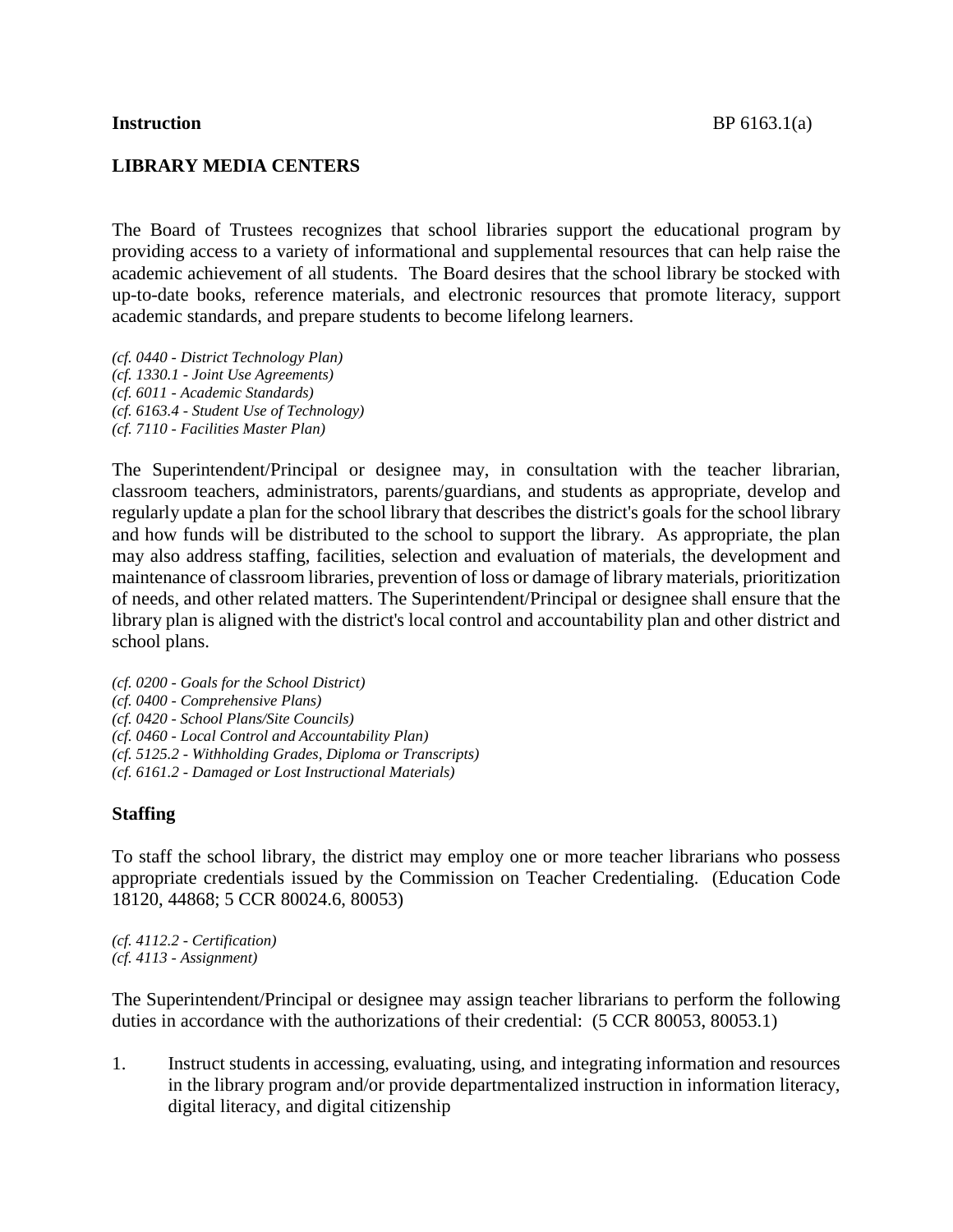**Instruction** BP 6163.1(a)

# LIBRARY MEDIA CENTERS

The Board of Trustees recognizes that school libraries support the educational program by providing access to a variety of informational and supplemental resources that can help raise the academic achievement of all students. The Board desires that the school library be stocked with up-to-date books, reference materials, and electronic resources that promote literacy, support academic standards, and prepare students to become lifelong learners.

*(cf. 0440 - District Technology Plan)*
*(cf. 1330.1 - Joint Use Agreements)*
*(cf. 6011 - Academic Standards)*
*(cf. 6163.4 - Student Use of Technology)*
*(cf. 7110 - Facilities Master Plan)*

The Superintendent/Principal or designee may, in consultation with the teacher librarian, classroom teachers, administrators, parents/guardians, and students as appropriate, develop and regularly update a plan for the school library that describes the district's goals for the school library and how funds will be distributed to the school to support the library. As appropriate, the plan may also address staffing, facilities, selection and evaluation of materials, the development and maintenance of classroom libraries, prevention of loss or damage of library materials, prioritization of needs, and other related matters. The Superintendent/Principal or designee shall ensure that the library plan is aligned with the district's local control and accountability plan and other district and school plans.

*(cf. 0200 - Goals for the School District)*
*(cf. 0400 - Comprehensive Plans)*
*(cf. 0420 - School Plans/Site Councils)*
*(cf. 0460 - Local Control and Accountability Plan)*
*(cf. 5125.2 - Withholding Grades, Diploma or Transcripts)*
*(cf. 6161.2 - Damaged or Lost Instructional Materials)*

## Staffing

To staff the school library, the district may employ one or more teacher librarians who possess appropriate credentials issued by the Commission on Teacher Credentialing. (Education Code 18120, 44868; 5 CCR 80024.6, 80053)

*(cf. 4112.2 - Certification)*
*(cf. 4113 - Assignment)*

The Superintendent/Principal or designee may assign teacher librarians to perform the following duties in accordance with the authorizations of their credential: (5 CCR 80053, 80053.1)

1. Instruct students in accessing, evaluating, using, and integrating information and resources in the library program and/or provide departmentalized instruction in information literacy, digital literacy, and digital citizenship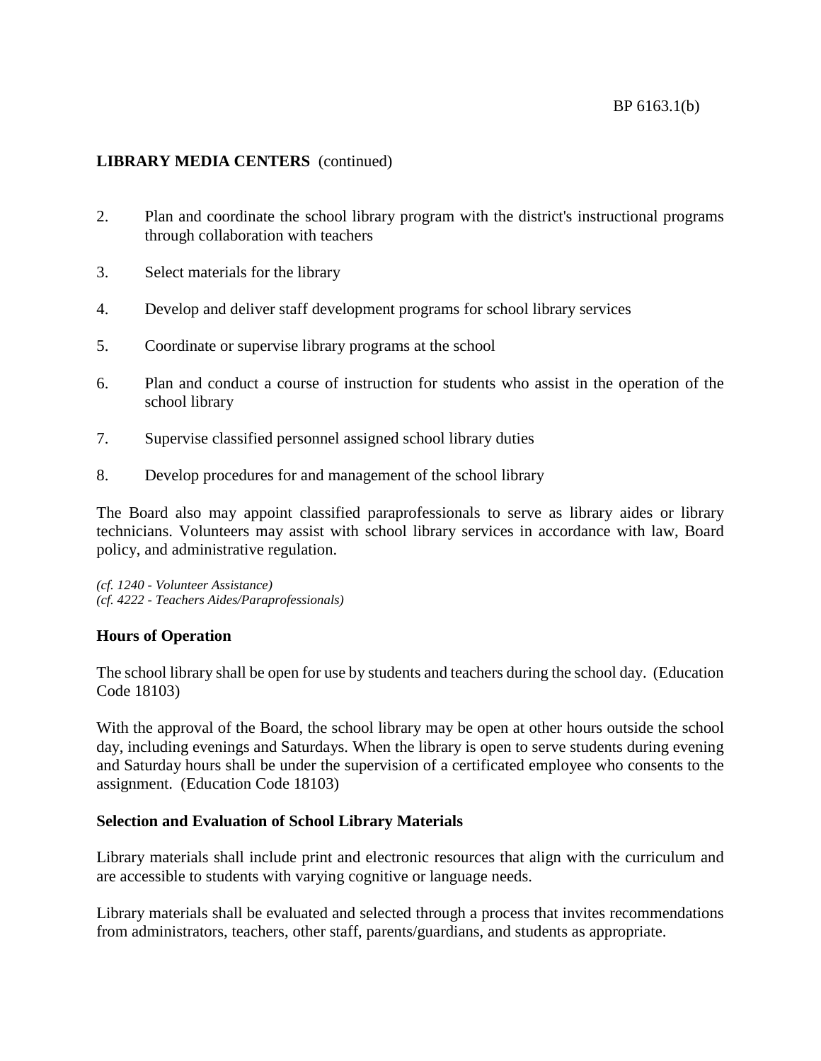**LIBRARY MEDIA CENTERS** (continued)

2. Plan and coordinate the school library program with the district's instructional programs through collaboration with teachers

3. Select materials for the library

4. Develop and deliver staff development programs for school library services

5. Coordinate or supervise library programs at the school

6. Plan and conduct a course of instruction for students who assist in the operation of the school library

7. Supervise classified personnel assigned school library duties

8. Develop procedures for and management of the school library

The Board also may appoint classified paraprofessionals to serve as library aides or library technicians. Volunteers may assist with school library services in accordance with law, Board policy, and administrative regulation.

*(cf. 1240 - Volunteer Assistance)*
*(cf. 4222 - Teachers Aides/Paraprofessionals)*

**Hours of Operation**

The school library shall be open for use by students and teachers during the school day. (Education Code 18103)

With the approval of the Board, the school library may be open at other hours outside the school day, including evenings and Saturdays. When the library is open to serve students during evening and Saturday hours shall be under the supervision of a certificated employee who consents to the assignment. (Education Code 18103)

**Selection and Evaluation of School Library Materials**

Library materials shall include print and electronic resources that align with the curriculum and are accessible to students with varying cognitive or language needs.

Library materials shall be evaluated and selected through a process that invites recommendations from administrators, teachers, other staff, parents/guardians, and students as appropriate.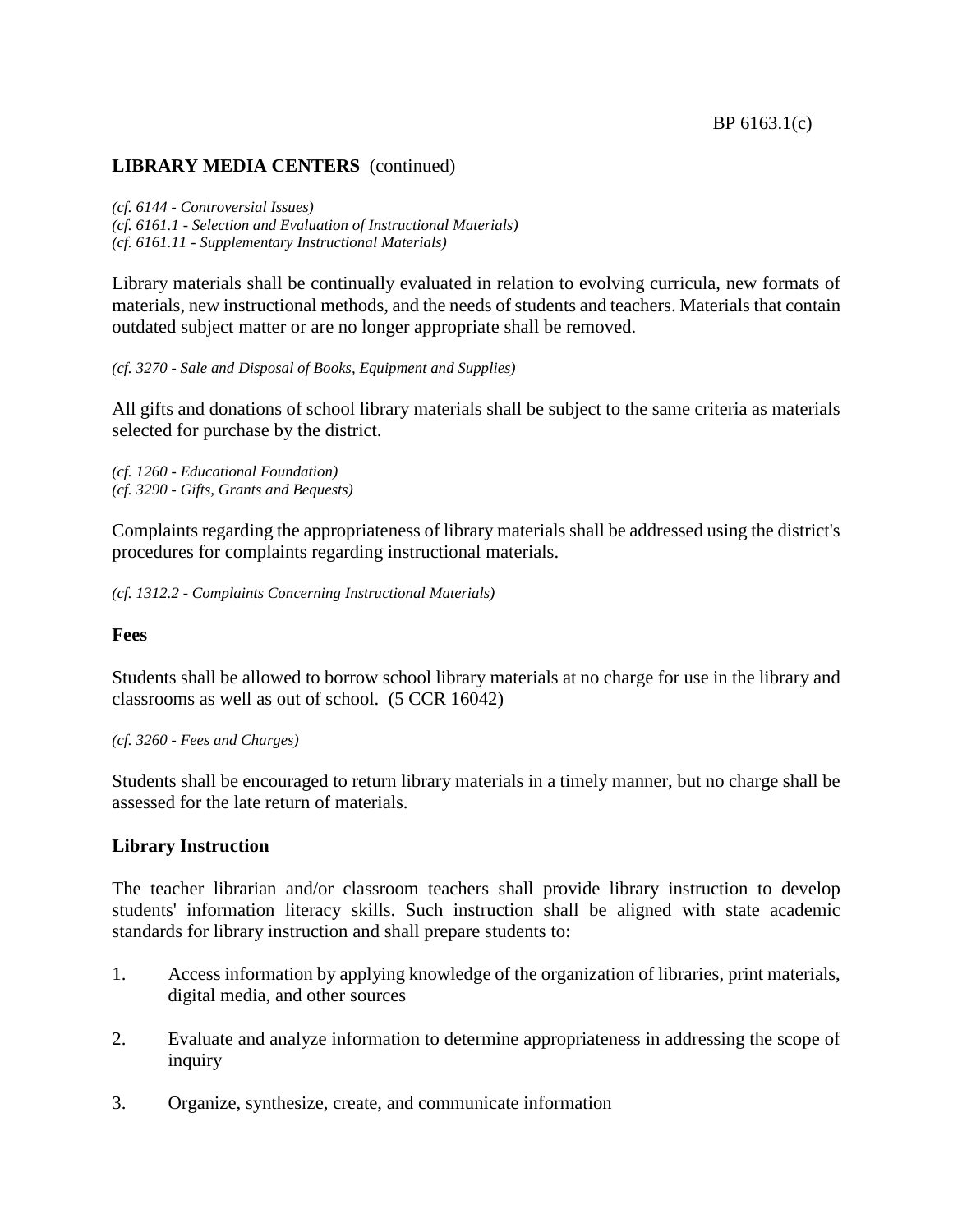**LIBRARY MEDIA CENTERS** (continued)

*(cf. 6144 - Controversial Issues)*
*(cf. 6161.1 - Selection and Evaluation of Instructional Materials)*
*(cf. 6161.11 - Supplementary Instructional Materials)*

Library materials shall be continually evaluated in relation to evolving curricula, new formats of materials, new instructional methods, and the needs of students and teachers. Materials that contain outdated subject matter or are no longer appropriate shall be removed.

*(cf. 3270 - Sale and Disposal of Books, Equipment and Supplies)*

All gifts and donations of school library materials shall be subject to the same criteria as materials selected for purchase by the district.

*(cf. 1260 - Educational Foundation)*
*(cf. 3290 - Gifts, Grants and Bequests)*

Complaints regarding the appropriateness of library materials shall be addressed using the district's procedures for complaints regarding instructional materials.

*(cf. 1312.2 - Complaints Concerning Instructional Materials)*

**Fees**

Students shall be allowed to borrow school library materials at no charge for use in the library and classrooms as well as out of school. (5 CCR 16042)

*(cf. 3260 - Fees and Charges)*

Students shall be encouraged to return library materials in a timely manner, but no charge shall be assessed for the late return of materials.

**Library Instruction**

The teacher librarian and/or classroom teachers shall provide library instruction to develop students' information literacy skills. Such instruction shall be aligned with state academic standards for library instruction and shall prepare students to:

1. Access information by applying knowledge of the organization of libraries, print materials, digital media, and other sources

2. Evaluate and analyze information to determine appropriateness in addressing the scope of inquiry

3. Organize, synthesize, create, and communicate information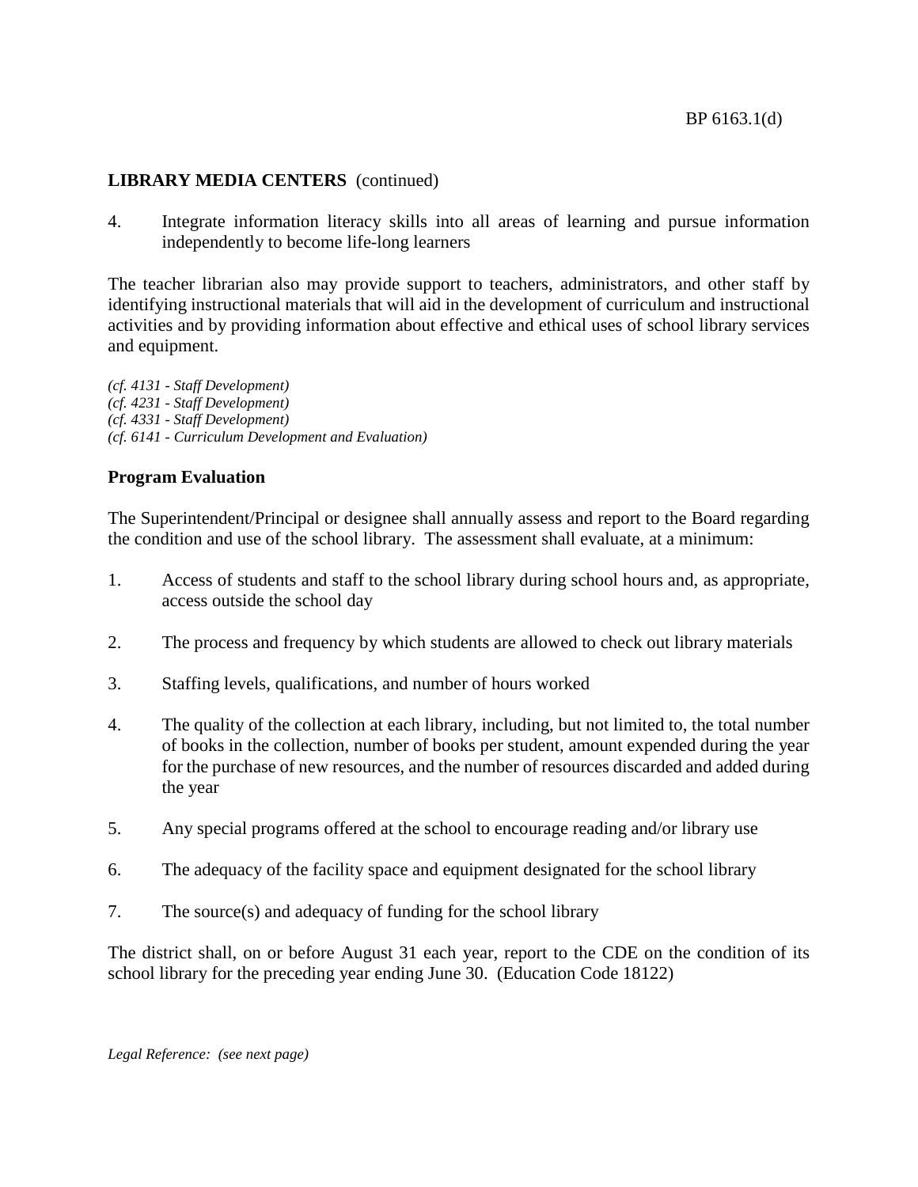**LIBRARY MEDIA CENTERS** (continued)

4. Integrate information literacy skills into all areas of learning and pursue information independently to become life-long learners

The teacher librarian also may provide support to teachers, administrators, and other staff by identifying instructional materials that will aid in the development of curriculum and instructional activities and by providing information about effective and ethical uses of school library services and equipment.

*(cf. 4131 - Staff Development)*
*(cf. 4231 - Staff Development)*
*(cf. 4331 - Staff Development)*
*(cf. 6141 - Curriculum Development and Evaluation)*

**Program Evaluation**

The Superintendent/Principal or designee shall annually assess and report to the Board regarding the condition and use of the school library. The assessment shall evaluate, at a minimum:

1. Access of students and staff to the school library during school hours and, as appropriate, access outside the school day

2. The process and frequency by which students are allowed to check out library materials

3. Staffing levels, qualifications, and number of hours worked

4. The quality of the collection at each library, including, but not limited to, the total number of books in the collection, number of books per student, amount expended during the year for the purchase of new resources, and the number of resources discarded and added during the year

5. Any special programs offered at the school to encourage reading and/or library use

6. The adequacy of the facility space and equipment designated for the school library

7. The source(s) and adequacy of funding for the school library

The district shall, on or before August 31 each year, report to the CDE on the condition of its school library for the preceding year ending June 30. (Education Code 18122)

*Legal Reference: (see next page)*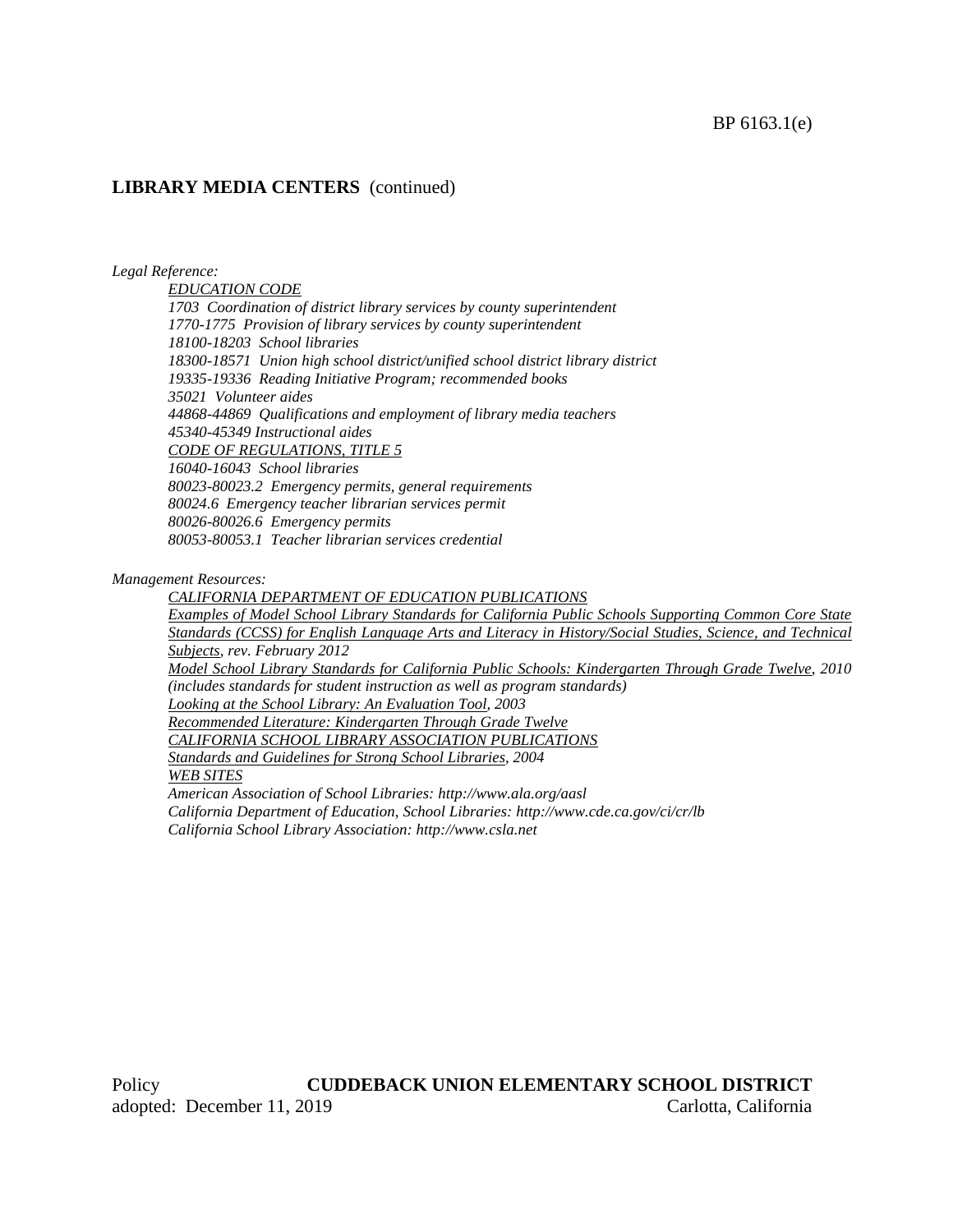## LIBRARY MEDIA CENTERS (continued)

*Legal Reference:*

*EDUCATION CODE*
*1703 Coordination of district library services by county superintendent*
*1770-1775 Provision of library services by county superintendent*
*18100-18203 School libraries*
*18300-18571 Union high school district/unified school district library district*
*19335-19336 Reading Initiative Program; recommended books*
*35021 Volunteer aides*
*44868-44869 Qualifications and employment of library media teachers*
*45340-45349 Instructional aides*
*CODE OF REGULATIONS, TITLE 5*
*16040-16043 School libraries*
*80023-80023.2 Emergency permits, general requirements*
*80024.6 Emergency teacher librarian services permit*
*80026-80026.6 Emergency permits*
*80053-80053.1 Teacher librarian services credential*

*Management Resources:*

*CALIFORNIA DEPARTMENT OF EDUCATION PUBLICATIONS*
*Examples of Model School Library Standards for California Public Schools Supporting Common Core State Standards (CCSS) for English Language Arts and Literacy in History/Social Studies, Science, and Technical Subjects, rev. February 2012*
*Model School Library Standards for California Public Schools: Kindergarten Through Grade Twelve, 2010 (includes standards for student instruction as well as program standards)*
*Looking at the School Library: An Evaluation Tool, 2003*
*Recommended Literature: Kindergarten Through Grade Twelve*
*CALIFORNIA SCHOOL LIBRARY ASSOCIATION PUBLICATIONS*
*Standards and Guidelines for Strong School Libraries, 2004*
*WEB SITES*
*American Association of School Libraries: http://www.ala.org/aasl*
*California Department of Education, School Libraries: http://www.cde.ca.gov/ci/cr/lb*
*California School Library Association: http://www.csla.net*

Policy **CUDDEBACK UNION ELEMENTARY SCHOOL DISTRICT**
adopted: December 11, 2019 Carlotta, California